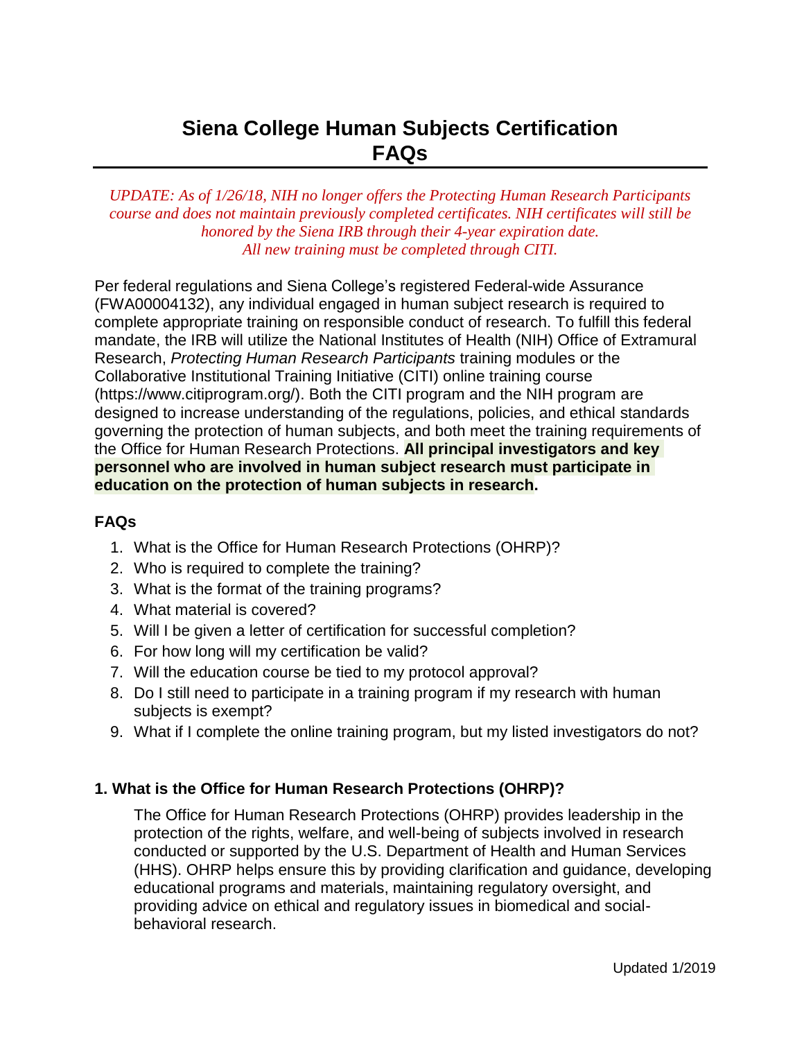# Siena College Human Subjects Certification FAQs

*UPDATE: As of 1/26/18, NIH no longer offers the Protecting Human Research Participants course and does not maintain previously completed certificates. NIH certificates will still be honored by the Siena IRB through their 4-year expiration date. All new training must be completed through CITI.*

Per federal regulations and Siena College's registered Federal-wide Assurance (FWA00004132), any individual engaged in human subject research is required to complete appropriate training on responsible conduct of research. To fulfill this federal mandate, the IRB will utilize the National Institutes of Health (NIH) Office of Extramural Research, *Protecting Human Research Participants* training modules or the Collaborative Institutional Training Initiative (CITI) online training course (https://www.citiprogram.org/). Both the CITI program and the NIH program are designed to increase understanding of the regulations, policies, and ethical standards governing the protection of human subjects, and both meet the training requirements of the Office for Human Research Protections. **All principal investigators and key personnel who are involved in human subject research must participate in education on the protection of human subjects in research.**

### FAQs

1. What is the Office for Human Research Protections (OHRP)?
2. Who is required to complete the training?
3. What is the format of the training programs?
4. What material is covered?
5. Will I be given a letter of certification for successful completion?
6. For how long will my certification be valid?
7. Will the education course be tied to my protocol approval?
8. Do I still need to participate in a training program if my research with human subjects is exempt?
9. What if I complete the online training program, but my listed investigators do not?

### 1. What is the Office for Human Research Protections (OHRP)?

The Office for Human Research Protections (OHRP) provides leadership in the protection of the rights, welfare, and well-being of subjects involved in research conducted or supported by the U.S. Department of Health and Human Services (HHS). OHRP helps ensure this by providing clarification and guidance, developing educational programs and materials, maintaining regulatory oversight, and providing advice on ethical and regulatory issues in biomedical and social-behavioral research.

Updated 1/2019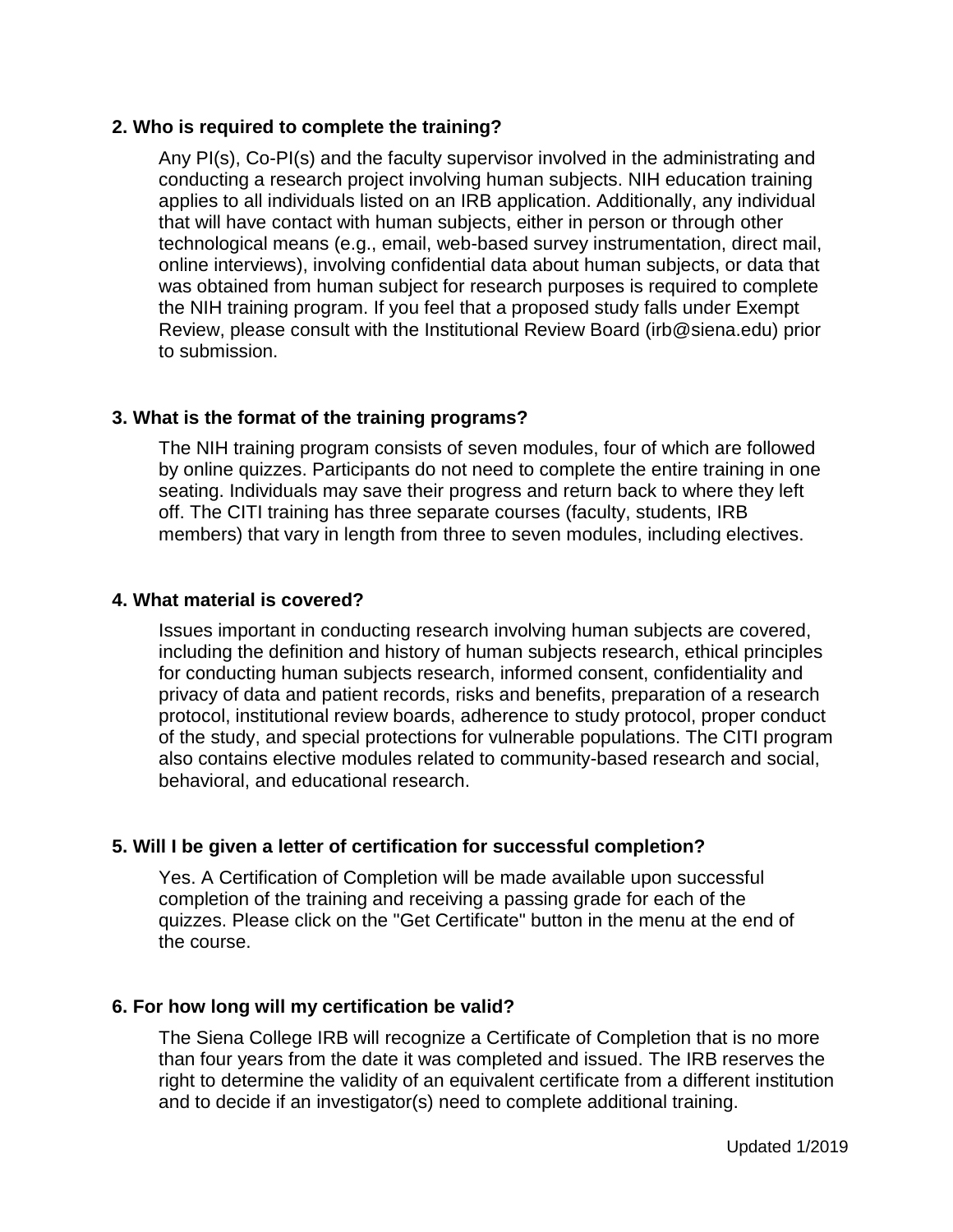**2. Who is required to complete the training?**

Any PI(s), Co-PI(s) and the faculty supervisor involved in the administrating and conducting a research project involving human subjects. NIH education training applies to all individuals listed on an IRB application. Additionally, any individual that will have contact with human subjects, either in person or through other technological means (e.g., email, web-based survey instrumentation, direct mail, online interviews), involving confidential data about human subjects, or data that was obtained from human subject for research purposes is required to complete the NIH training program. If you feel that a proposed study falls under Exempt Review, please consult with the Institutional Review Board (irb@siena.edu) prior to submission.

**3. What is the format of the training programs?**

The NIH training program consists of seven modules, four of which are followed by online quizzes. Participants do not need to complete the entire training in one seating. Individuals may save their progress and return back to where they left off. The CITI training has three separate courses (faculty, students, IRB members) that vary in length from three to seven modules, including electives.

**4. What material is covered?**

Issues important in conducting research involving human subjects are covered, including the definition and history of human subjects research, ethical principles for conducting human subjects research, informed consent, confidentiality and privacy of data and patient records, risks and benefits, preparation of a research protocol, institutional review boards, adherence to study protocol, proper conduct of the study, and special protections for vulnerable populations. The CITI program also contains elective modules related to community-based research and social, behavioral, and educational research.

**5. Will I be given a letter of certification for successful completion?**

Yes. A Certification of Completion will be made available upon successful completion of the training and receiving a passing grade for each of the quizzes. Please click on the "Get Certificate" button in the menu at the end of the course.

**6. For how long will my certification be valid?**

The Siena College IRB will recognize a Certificate of Completion that is no more than four years from the date it was completed and issued. The IRB reserves the right to determine the validity of an equivalent certificate from a different institution and to decide if an investigator(s) need to complete additional training.

Updated 1/2019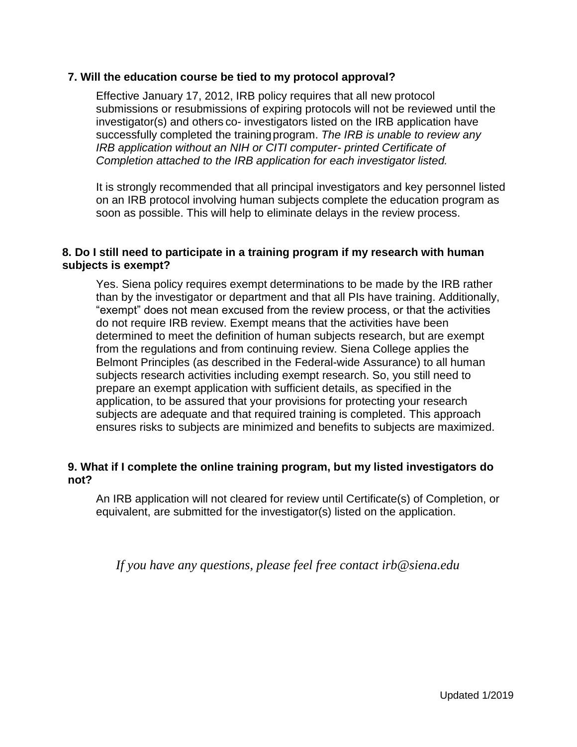**7. Will the education course be tied to my protocol approval?**

Effective January 17, 2012, IRB policy requires that all new protocol submissions or resubmissions of expiring protocols will not be reviewed until the investigator(s) and others co- investigators listed on the IRB application have successfully completed the training program. *The IRB is unable to review any IRB application without an NIH or CITI computer- printed Certificate of Completion attached to the IRB application for each investigator listed.*

It is strongly recommended that all principal investigators and key personnel listed on an IRB protocol involving human subjects complete the education program as soon as possible. This will help to eliminate delays in the review process.

**8. Do I still need to participate in a training program if my research with human subjects is exempt?**

Yes. Siena policy requires exempt determinations to be made by the IRB rather than by the investigator or department and that all PIs have training. Additionally, “exempt” does not mean excused from the review process, or that the activities do not require IRB review. Exempt means that the activities have been determined to meet the definition of human subjects research, but are exempt from the regulations and from continuing review. Siena College applies the Belmont Principles (as described in the Federal-wide Assurance) to all human subjects research activities including exempt research. So, you still need to prepare an exempt application with sufficient details, as specified in the application, to be assured that your provisions for protecting your research subjects are adequate and that required training is completed. This approach ensures risks to subjects are minimized and benefits to subjects are maximized.

**9. What if I complete the online training program, but my listed investigators do not?**

An IRB application will not cleared for review until Certificate(s) of Completion, or equivalent, are submitted for the investigator(s) listed on the application.

*If you have any questions, please feel free contact irb@siena.edu*

Updated 1/2019